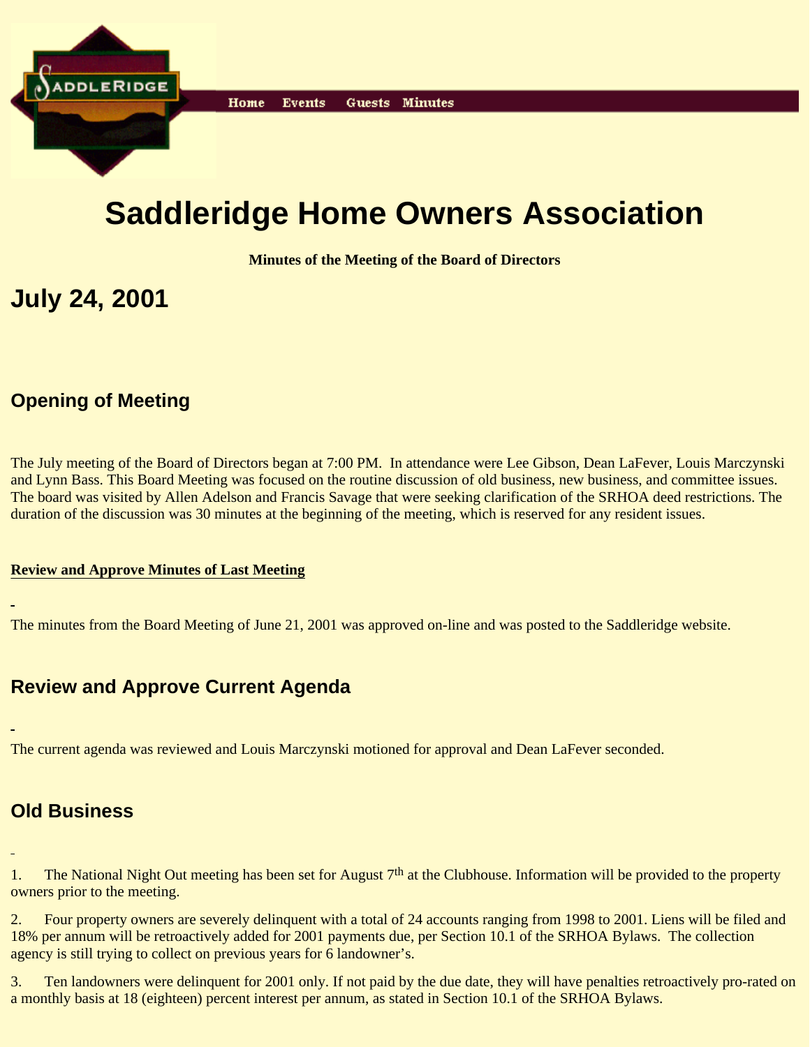Home Events Guests Minutes

# Saddleridge Home Owners Association

**Minutes of the Meeting of the Board of Directors**

# July 24, 2001

## Opening of Meeting

The July meeting of the Board of Directors began at 7:00 PM. In attendance were Lee Gibson, Dean LaFever, Louis Marczynski and Lynn Bass. This Board Meeting was focused on the routine discussion of old business, new business, and committee issues. The board was visited by Allen Adelson and Francis Savage that were seeking clarification of the SRHOA deed restrictions. The duration of the discussion was 30 minutes at the beginning of the meeting, which is reserved for any resident issues.

**Review and Approve Minutes of Last Meeting**

The minutes from the Board Meeting of June 21, 2001 was approved on-line and was posted to the Saddleridge website.

## Review and Approve Current Agenda

The current agenda was reviewed and Louis Marczynski motioned for approval and Dean LaFever seconded.

## Old Business

1. The National Night Out meeting has been set for August 7th at the Clubhouse. Information will be provided to the property owners prior to the meeting.

2. Four property owners are severely delinquent with a total of 24 accounts ranging from 1998 to 2001. Liens will be filed and 18% per annum will be retroactively added for 2001 payments due, per Section 10.1 of the SRHOA Bylaws. The collection agency is still trying to collect on previous years for 6 landowner's.

3. Ten landowners were delinquent for 2001 only. If not paid by the due date, they will have penalties retroactively pro-rated on a monthly basis at 18 (eighteen) percent interest per annum, as stated in Section 10.1 of the SRHOA Bylaws.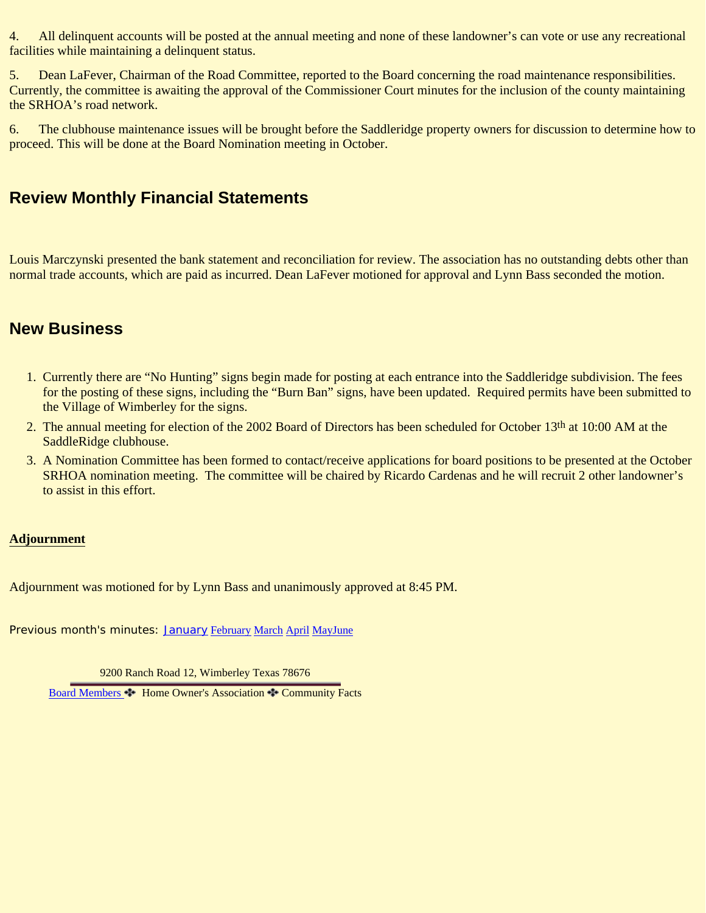4. All delinquent accounts will be posted at the annual meeting and none of these landowner's can vote or use any recreational facilities while maintaining a delinquent status.

5. Dean LaFever, Chairman of the Road Committee, reported to the Board concerning the road maintenance responsibilities. Currently, the committee is awaiting the approval of the Commissioner Court minutes for the inclusion of the county maintaining the SRHOA's road network.

6. The clubhouse maintenance issues will be brought before the Saddleridge property owners for discussion to determine how to proceed. This will be done at the Board Nomination meeting in October.

## Review Monthly Financial Statements

Louis Marczynski presented the bank statement and reconciliation for review. The association has no outstanding debts other than normal trade accounts, which are paid as incurred. Dean LaFever motioned for approval and Lynn Bass seconded the motion.

## New Business

1. Currently there are "No Hunting" signs begin made for posting at each entrance into the Saddleridge subdivision. The fees for the posting of these signs, including the "Burn Ban" signs, have been updated. Required permits have been submitted to the Village of Wimberley for the signs.
2. The annual meeting for election of the 2002 Board of Directors has been scheduled for October 13th at 10:00 AM at the SaddleRidge clubhouse.
3. A Nomination Committee has been formed to contact/receive applications for board positions to be presented at the October SRHOA nomination meeting. The committee will be chaired by Ricardo Cardenas and he will recruit 2 other landowner's to assist in this effort.

**Adjournment**

Adjournment was motioned for by Lynn Bass and unanimously approved at 8:45 PM.

Previous month's minutes: January February March April MayJune

9200 Ranch Road 12, Wimberley Texas 78676

Board Members ✣ Home Owner's Association ✣ Community Facts